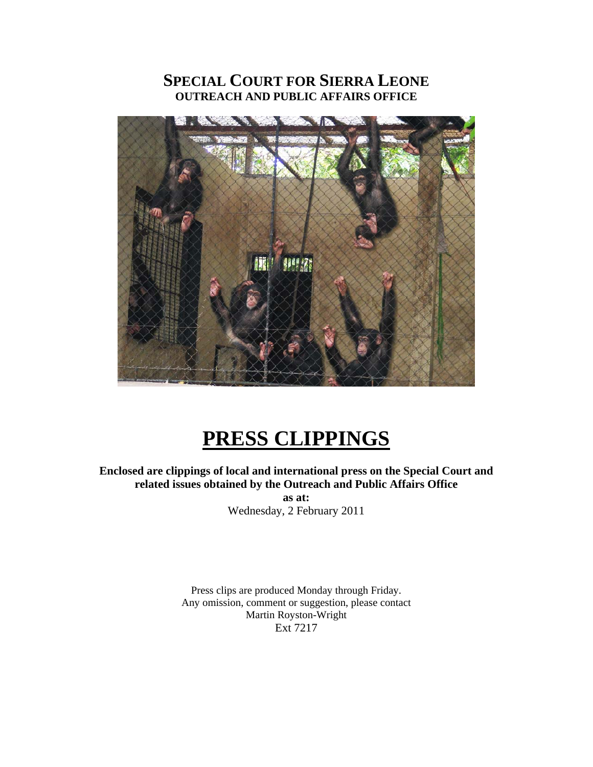# SPECIAL COURT FOR SIERRA LEONE
## OUTREACH AND PUBLIC AFFAIRS OFFICE

# PRESS CLIPPINGS

**Enclosed are clippings of local and international press on the Special Court and related issues obtained by the Outreach and Public Affairs Office**

**as at:**

Wednesday, 2 February 2011

Press clips are produced Monday through Friday.
Any omission, comment or suggestion, please contact
Martin Royston-Wright
Ext 7217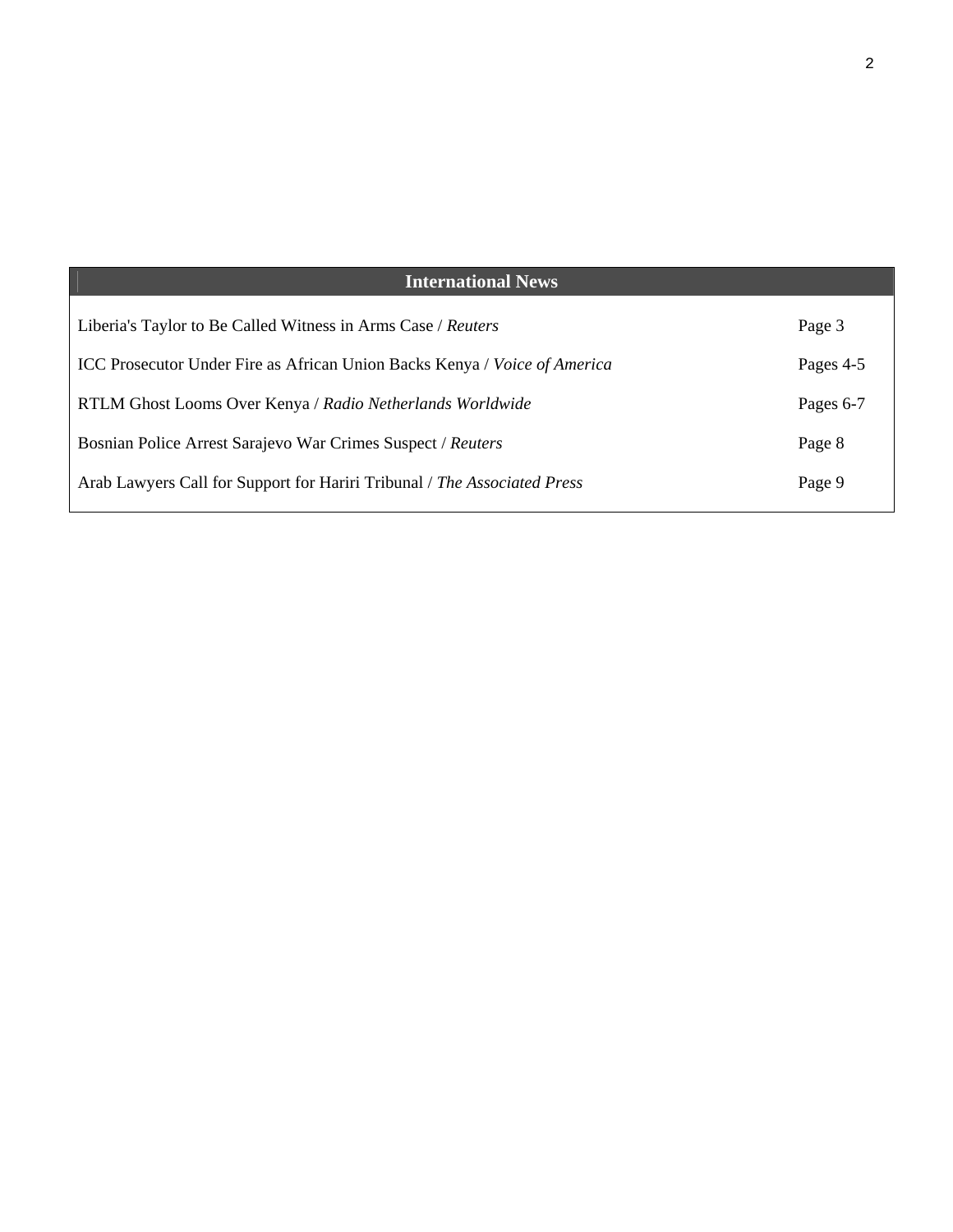| International News | |
|---|---|
| Liberia's Taylor to Be Called Witness in Arms Case / *Reuters* | Page 3 |
| ICC Prosecutor Under Fire as African Union Backs Kenya / *Voice of America* | Pages 4-5 |
| RTLM Ghost Looms Over Kenya / *Radio Netherlands Worldwide* | Pages 6-7 |
| Bosnian Police Arrest Sarajevo War Crimes Suspect / *Reuters* | Page 8 |
| Arab Lawyers Call for Support for Hariri Tribunal / *The Associated Press* | Page 9 |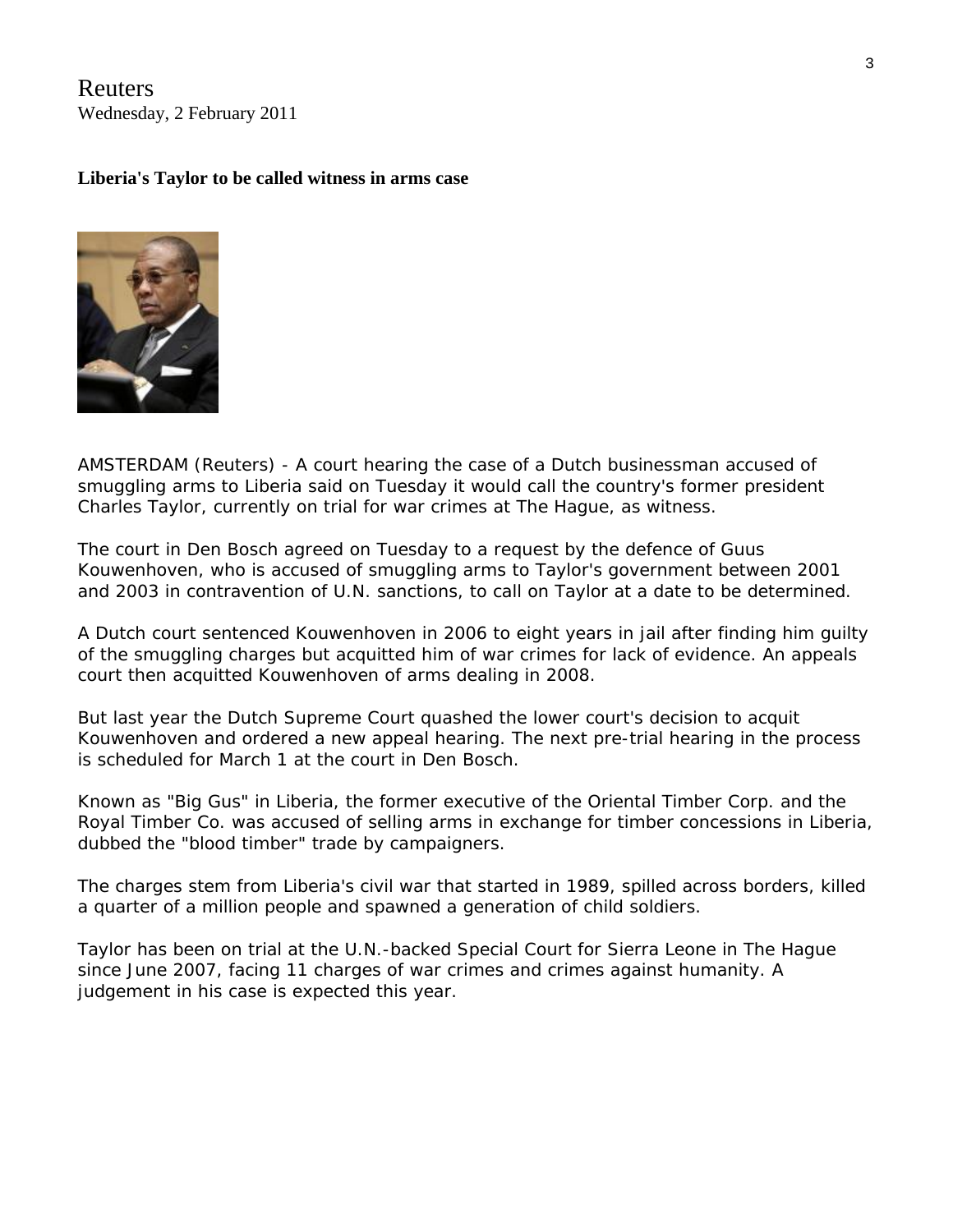Reuters
Wednesday, 2 February 2011

**Liberia's Taylor to be called witness in arms case**

AMSTERDAM (Reuters) - A court hearing the case of a Dutch businessman accused of smuggling arms to Liberia said on Tuesday it would call the country's former president Charles Taylor, currently on trial for war crimes at The Hague, as witness.

The court in Den Bosch agreed on Tuesday to a request by the defence of Guus Kouwenhoven, who is accused of smuggling arms to Taylor's government between 2001 and 2003 in contravention of U.N. sanctions, to call on Taylor at a date to be determined.

A Dutch court sentenced Kouwenhoven in 2006 to eight years in jail after finding him guilty of the smuggling charges but acquitted him of war crimes for lack of evidence. An appeals court then acquitted Kouwenhoven of arms dealing in 2008.

But last year the Dutch Supreme Court quashed the lower court's decision to acquit Kouwenhoven and ordered a new appeal hearing. The next pre-trial hearing in the process is scheduled for March 1 at the court in Den Bosch.

Known as "Big Gus" in Liberia, the former executive of the Oriental Timber Corp. and the Royal Timber Co. was accused of selling arms in exchange for timber concessions in Liberia, dubbed the "blood timber" trade by campaigners.

The charges stem from Liberia's civil war that started in 1989, spilled across borders, killed a quarter of a million people and spawned a generation of child soldiers.

Taylor has been on trial at the U.N.-backed Special Court for Sierra Leone in The Hague since June 2007, facing 11 charges of war crimes and crimes against humanity. A judgement in his case is expected this year.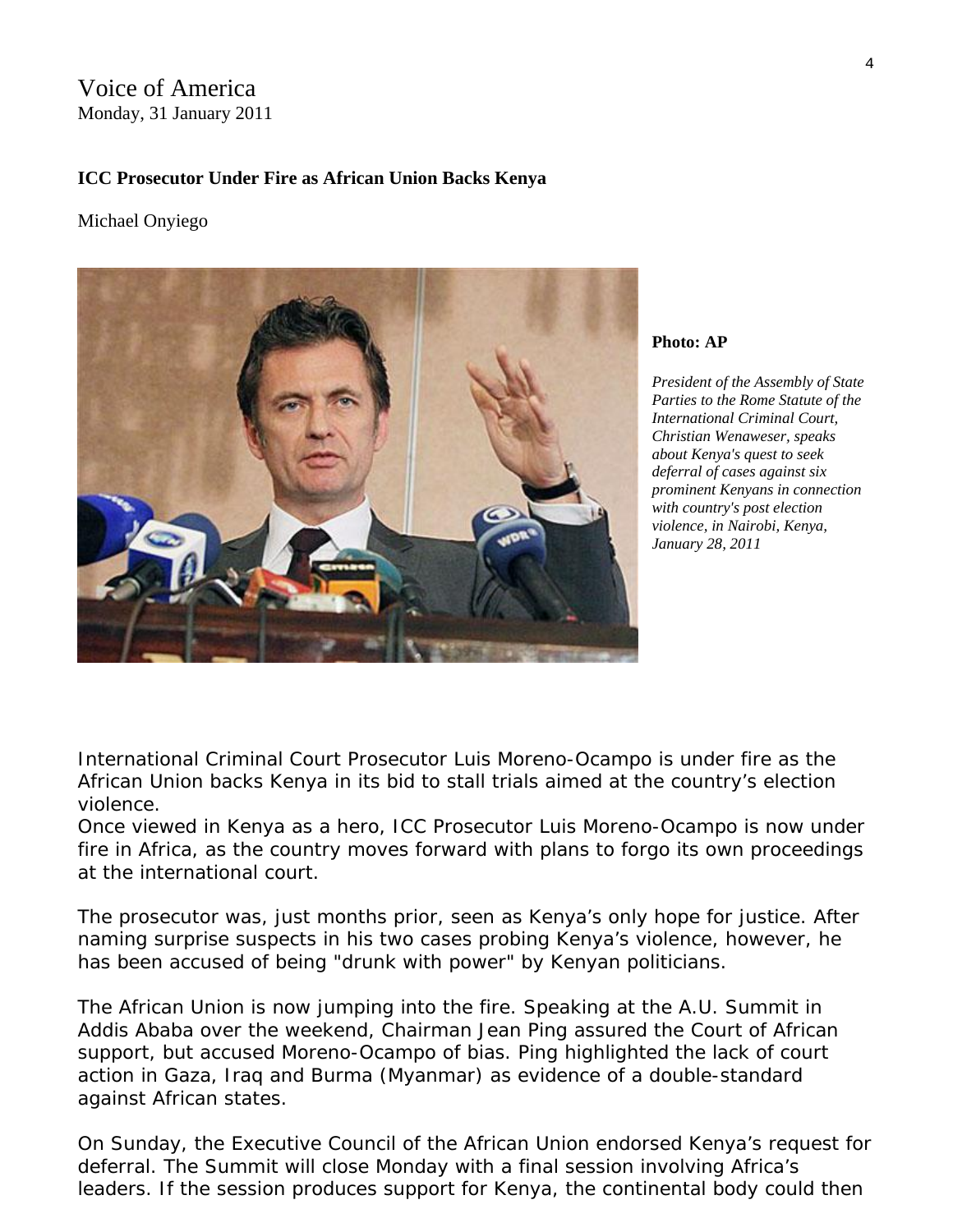Voice of America
Monday, 31 January 2011

**ICC Prosecutor Under Fire as African Union Backs Kenya**

Michael Onyiego

**Photo: AP**

*President of the Assembly of State Parties to the Rome Statute of the International Criminal Court, Christian Wenaweser, speaks about Kenya's quest to seek deferral of cases against six prominent Kenyans in connection with country's post election violence, in Nairobi, Kenya, January 28, 2011*

International Criminal Court Prosecutor Luis Moreno-Ocampo is under fire as the African Union backs Kenya in its bid to stall trials aimed at the country's election violence.
Once viewed in Kenya as a hero, ICC Prosecutor Luis Moreno-Ocampo is now under fire in Africa, as the country moves forward with plans to forgo its own proceedings at the international court.

The prosecutor was, just months prior, seen as Kenya's only hope for justice. After naming surprise suspects in his two cases probing Kenya's violence, however, he has been accused of being "drunk with power" by Kenyan politicians.

The African Union is now jumping into the fire. Speaking at the A.U. Summit in Addis Ababa over the weekend, Chairman Jean Ping assured the Court of African support, but accused Moreno-Ocampo of bias. Ping highlighted the lack of court action in Gaza, Iraq and Burma (Myanmar) as evidence of a double-standard against African states.

On Sunday, the Executive Council of the African Union endorsed Kenya's request for deferral. The Summit will close Monday with a final session involving Africa's leaders. If the session produces support for Kenya, the continental body could then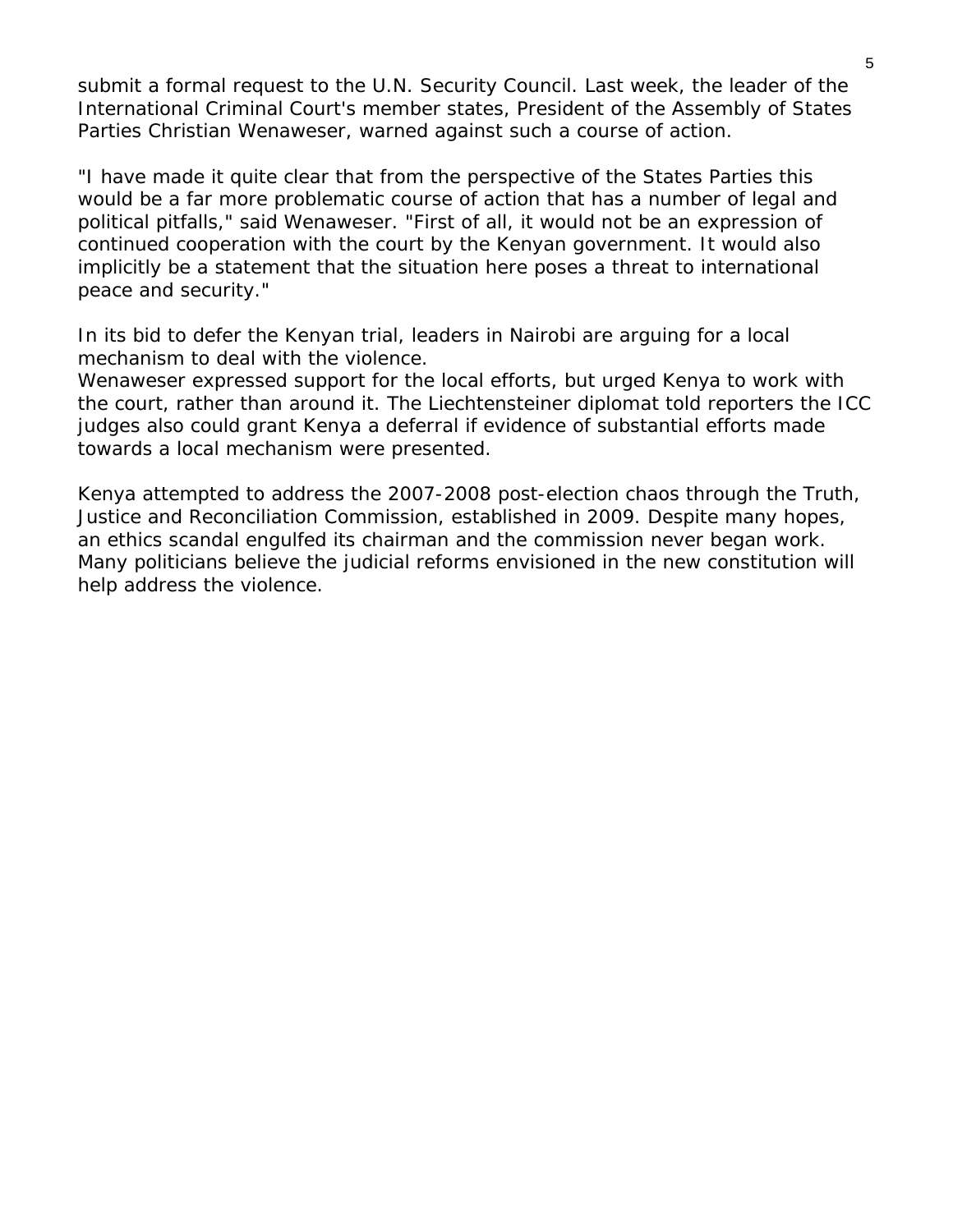submit a formal request to the U.N. Security Council. Last week, the leader of the International Criminal Court's member states, President of the Assembly of States Parties Christian Wenaweser, warned against such a course of action.

"I have made it quite clear that from the perspective of the States Parties this would be a far more problematic course of action that has a number of legal and political pitfalls," said Wenaweser. "First of all, it would not be an expression of continued cooperation with the court by the Kenyan government. It would also implicitly be a statement that the situation here poses a threat to international peace and security."

In its bid to defer the Kenyan trial, leaders in Nairobi are arguing for a local mechanism to deal with the violence.
Wenaweser expressed support for the local efforts, but urged Kenya to work with the court, rather than around it. The Liechtensteiner diplomat told reporters the ICC judges also could grant Kenya a deferral if evidence of substantial efforts made towards a local mechanism were presented.

Kenya attempted to address the 2007-2008 post-election chaos through the Truth, Justice and Reconciliation Commission, established in 2009. Despite many hopes, an ethics scandal engulfed its chairman and the commission never began work. Many politicians believe the judicial reforms envisioned in the new constitution will help address the violence.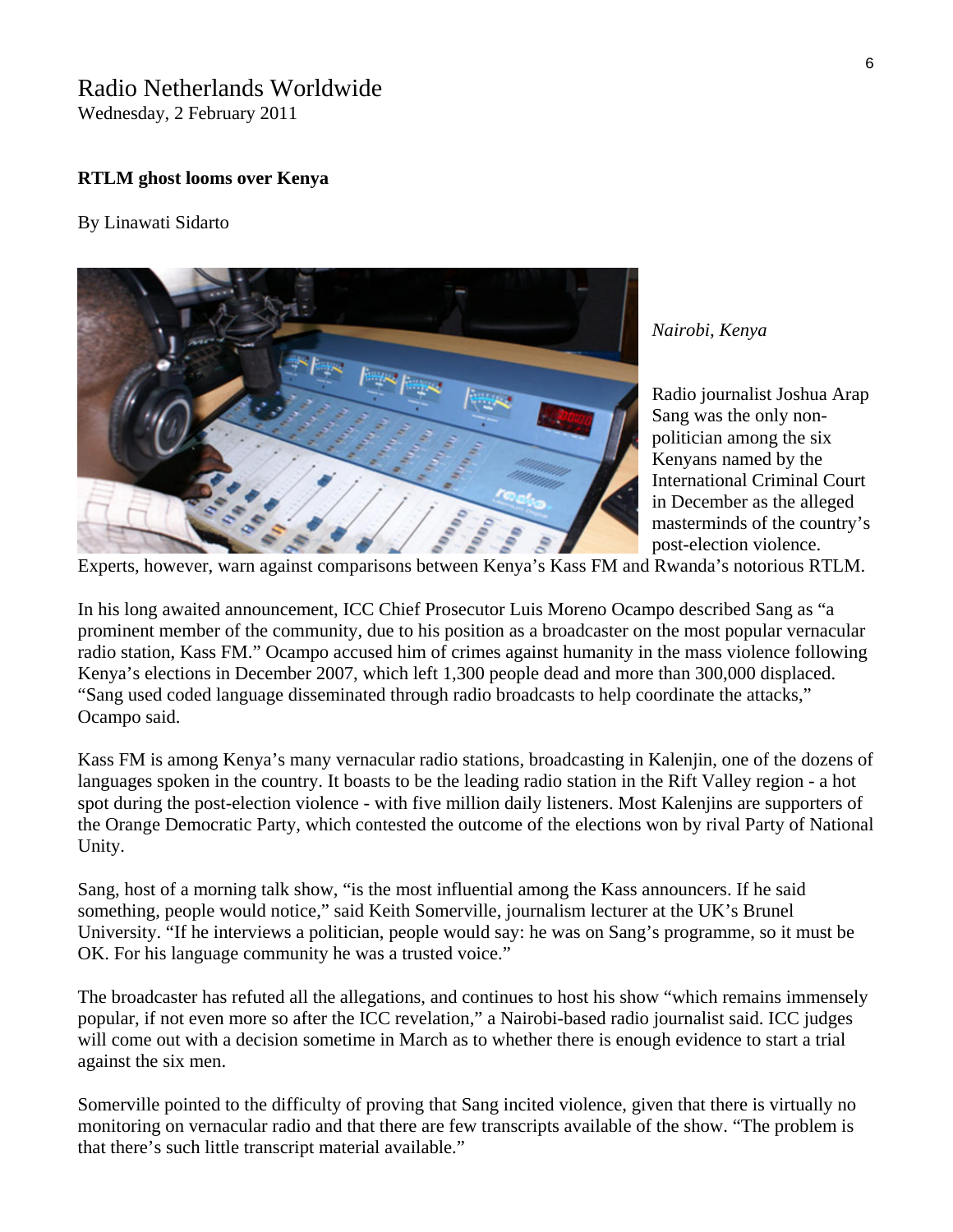Radio Netherlands Worldwide

Wednesday, 2 February 2011

**RTLM ghost looms over Kenya**

By Linawati Sidarto

*Nairobi, Kenya*

Radio journalist Joshua Arap Sang was the only non-politician among the six Kenyans named by the International Criminal Court in December as the alleged masterminds of the country's post-election violence. Experts, however, warn against comparisons between Kenya's Kass FM and Rwanda's notorious RTLM.

In his long awaited announcement, ICC Chief Prosecutor Luis Moreno Ocampo described Sang as "a prominent member of the community, due to his position as a broadcaster on the most popular vernacular radio station, Kass FM." Ocampo accused him of crimes against humanity in the mass violence following Kenya's elections in December 2007, which left 1,300 people dead and more than 300,000 displaced. "Sang used coded language disseminated through radio broadcasts to help coordinate the attacks," Ocampo said.

Kass FM is among Kenya's many vernacular radio stations, broadcasting in Kalenjin, one of the dozens of languages spoken in the country. It boasts to be the leading radio station in the Rift Valley region - a hot spot during the post-election violence - with five million daily listeners. Most Kalenjins are supporters of the Orange Democratic Party, which contested the outcome of the elections won by rival Party of National Unity.

Sang, host of a morning talk show, "is the most influential among the Kass announcers. If he said something, people would notice," said Keith Somerville, journalism lecturer at the UK's Brunel University. "If he interviews a politician, people would say: he was on Sang's programme, so it must be OK. For his language community he was a trusted voice."

The broadcaster has refuted all the allegations, and continues to host his show "which remains immensely popular, if not even more so after the ICC revelation," a Nairobi-based radio journalist said. ICC judges will come out with a decision sometime in March as to whether there is enough evidence to start a trial against the six men.

Somerville pointed to the difficulty of proving that Sang incited violence, given that there is virtually no monitoring on vernacular radio and that there are few transcripts available of the show. "The problem is that there's such little transcript material available."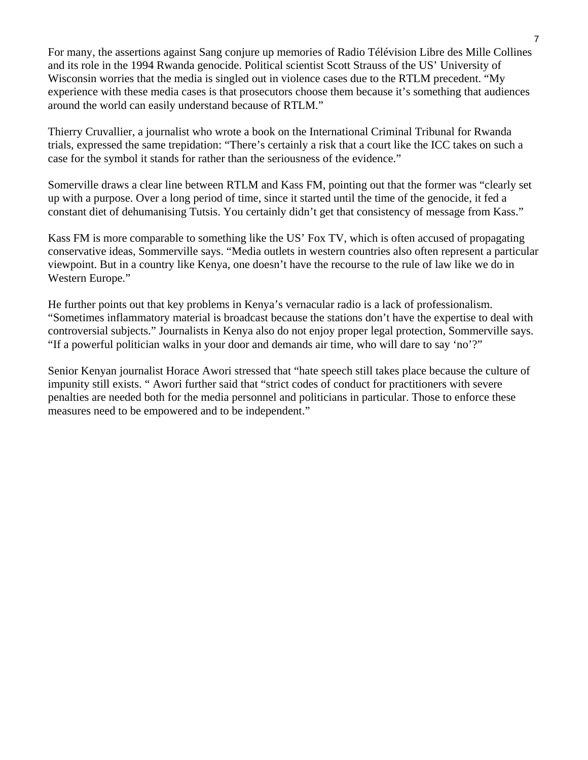For many, the assertions against Sang conjure up memories of Radio Télévision Libre des Mille Collines and its role in the 1994 Rwanda genocide. Political scientist Scott Strauss of the US' University of Wisconsin worries that the media is singled out in violence cases due to the RTLM precedent. "My experience with these media cases is that prosecutors choose them because it's something that audiences around the world can easily understand because of RTLM."

Thierry Cruvallier, a journalist who wrote a book on the International Criminal Tribunal for Rwanda trials, expressed the same trepidation: "There's certainly a risk that a court like the ICC takes on such a case for the symbol it stands for rather than the seriousness of the evidence."

Somerville draws a clear line between RTLM and Kass FM, pointing out that the former was "clearly set up with a purpose. Over a long period of time, since it started until the time of the genocide, it fed a constant diet of dehumanising Tutsis. You certainly didn't get that consistency of message from Kass."

Kass FM is more comparable to something like the US' Fox TV, which is often accused of propagating conservative ideas, Sommerville says. "Media outlets in western countries also often represent a particular viewpoint. But in a country like Kenya, one doesn't have the recourse to the rule of law like we do in Western Europe."

He further points out that key problems in Kenya's vernacular radio is a lack of professionalism. "Sometimes inflammatory material is broadcast because the stations don't have the expertise to deal with controversial subjects." Journalists in Kenya also do not enjoy proper legal protection, Sommerville says. "If a powerful politician walks in your door and demands air time, who will dare to say 'no'?"

Senior Kenyan journalist Horace Awori stressed that "hate speech still takes place because the culture of impunity still exists. " Awori further said that "strict codes of conduct for practitioners with severe penalties are needed both for the media personnel and politicians in particular. Those to enforce these measures need to be empowered and to be independent."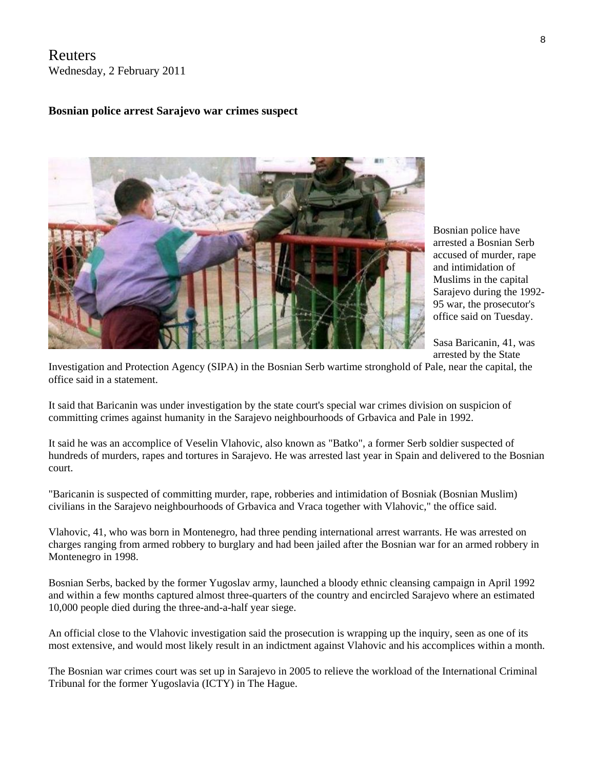Reuters
Wednesday, 2 February 2011

**Bosnian police arrest Sarajevo war crimes suspect**

Bosnian police have arrested a Bosnian Serb accused of murder, rape and intimidation of Muslims in the capital Sarajevo during the 1992-95 war, the prosecutor's office said on Tuesday.

Sasa Baricanin, 41, was arrested by the State Investigation and Protection Agency (SIPA) in the Bosnian Serb wartime stronghold of Pale, near the capital, the office said in a statement.

It said that Baricanin was under investigation by the state court's special war crimes division on suspicion of committing crimes against humanity in the Sarajevo neighbourhoods of Grbavica and Pale in 1992.

It said he was an accomplice of Veselin Vlahovic, also known as "Batko", a former Serb soldier suspected of hundreds of murders, rapes and tortures in Sarajevo. He was arrested last year in Spain and delivered to the Bosnian court.

"Baricanin is suspected of committing murder, rape, robberies and intimidation of Bosniak (Bosnian Muslim) civilians in the Sarajevo neighbourhoods of Grbavica and Vraca together with Vlahovic," the office said.

Vlahovic, 41, who was born in Montenegro, had three pending international arrest warrants. He was arrested on charges ranging from armed robbery to burglary and had been jailed after the Bosnian war for an armed robbery in Montenegro in 1998.

Bosnian Serbs, backed by the former Yugoslav army, launched a bloody ethnic cleansing campaign in April 1992 and within a few months captured almost three-quarters of the country and encircled Sarajevo where an estimated 10,000 people died during the three-and-a-half year siege.

An official close to the Vlahovic investigation said the prosecution is wrapping up the inquiry, seen as one of its most extensive, and would most likely result in an indictment against Vlahovic and his accomplices within a month.

The Bosnian war crimes court was set up in Sarajevo in 2005 to relieve the workload of the International Criminal Tribunal for the former Yugoslavia (ICTY) in The Hague.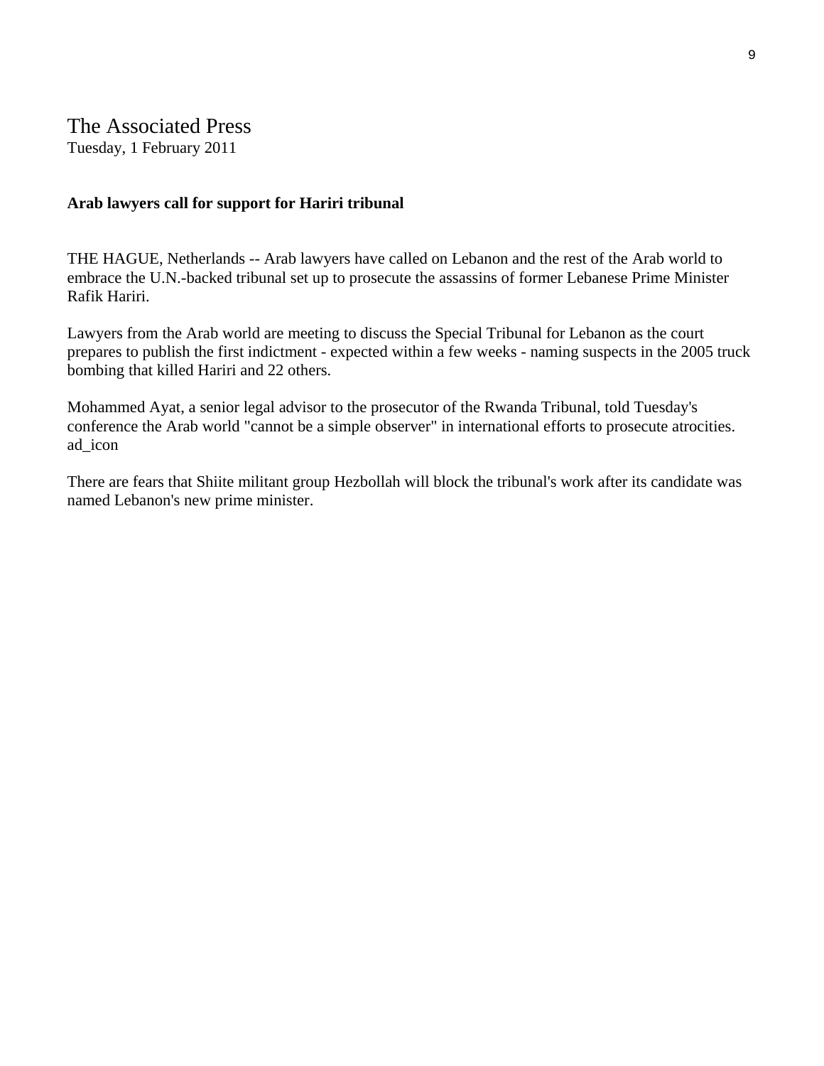The Associated Press
Tuesday, 1 February 2011

**Arab lawyers call for support for Hariri tribunal**

THE HAGUE, Netherlands -- Arab lawyers have called on Lebanon and the rest of the Arab world to embrace the U.N.-backed tribunal set up to prosecute the assassins of former Lebanese Prime Minister Rafik Hariri.

Lawyers from the Arab world are meeting to discuss the Special Tribunal for Lebanon as the court prepares to publish the first indictment - expected within a few weeks - naming suspects in the 2005 truck bombing that killed Hariri and 22 others.

Mohammed Ayat, a senior legal advisor to the prosecutor of the Rwanda Tribunal, told Tuesday's conference the Arab world "cannot be a simple observer" in international efforts to prosecute atrocities. ad_icon

There are fears that Shiite militant group Hezbollah will block the tribunal's work after its candidate was named Lebanon's new prime minister.